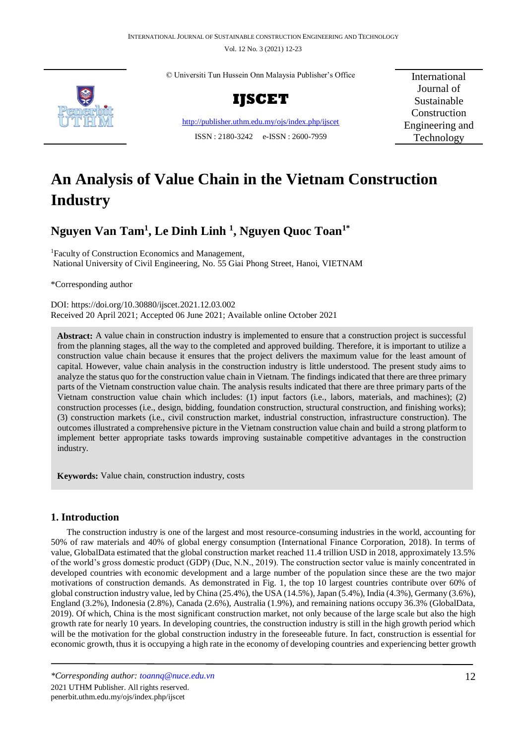# An Analysis of Value Chain in the Vietnam Construction Industry

**Nguyen Van Tam[1], Le Dinh Linh [1], Nguyen Quoc Toan[1*]**

[1]Faculty of Construction Economics and Management,
National University of Civil Engineering, No. 55 Giai Phong Street, Hanoi, VIETNAM

*Corresponding author

DOI: https://doi.org/10.30880/ijscet.2021.12.03.002
Received 20 April 2021; Accepted 06 June 2021; Available online October 2021

**Abstract:** A value chain in construction industry is implemented to ensure that a construction project is successful from the planning stages, all the way to the completed and approved building. Therefore, it is important to utilize a construction value chain because it ensures that the project delivers the maximum value for the least amount of capital. However, value chain analysis in the construction industry is little understood. The present study aims to analyze the status quo for the construction value chain in Vietnam. The findings indicated that there are three primary parts of the Vietnam construction value chain. The analysis results indicated that there are three primary parts of the Vietnam construction value chain which includes: (1) input factors (i.e., labors, materials, and machines); (2) construction processes (i.e., design, bidding, foundation construction, structural construction, and finishing works); (3) construction markets (i.e., civil construction market, industrial construction, infrastructure construction). The outcomes illustrated a comprehensive picture in the Vietnam construction value chain and build a strong platform to implement better appropriate tasks towards improving sustainable competitive advantages in the construction industry.

**Keywords:** Value chain, construction industry, costs

## 1. Introduction

The construction industry is one of the largest and most resource-consuming industries in the world, accounting for 50% of raw materials and 40% of global energy consumption (International Finance Corporation, 2018). In terms of value, GlobalData estimated that the global construction market reached 11.4 trillion USD in 2018, approximately 13.5% of the world's gross domestic product (GDP) (Duc, N.N., 2019). The construction sector value is mainly concentrated in developed countries with economic development and a large number of the population since these are the two major motivations of construction demands. As demonstrated in Fig. 1, the top 10 largest countries contribute over 60% of global construction industry value, led by China (25.4%), the USA (14.5%), Japan (5.4%), India (4.3%), Germany (3.6%), England (3.2%), Indonesia (2.8%), Canada (2.6%), Australia (1.9%), and remaining nations occupy 36.3% (GlobalData, 2019). Of which, China is the most significant construction market, not only because of the large scale but also the high growth rate for nearly 10 years. In developing countries, the construction industry is still in the high growth period which will be the motivation for the global construction industry in the foreseeable future. In fact, construction is essential for economic growth, thus it is occupying a high rate in the economy of developing countries and experiencing better growth

*\*Corresponding author: toannq@nuce.edu.vn*
2021 UTHM Publisher. All rights reserved.
penerbit.uthm.edu.my/ojs/index.php/ijscet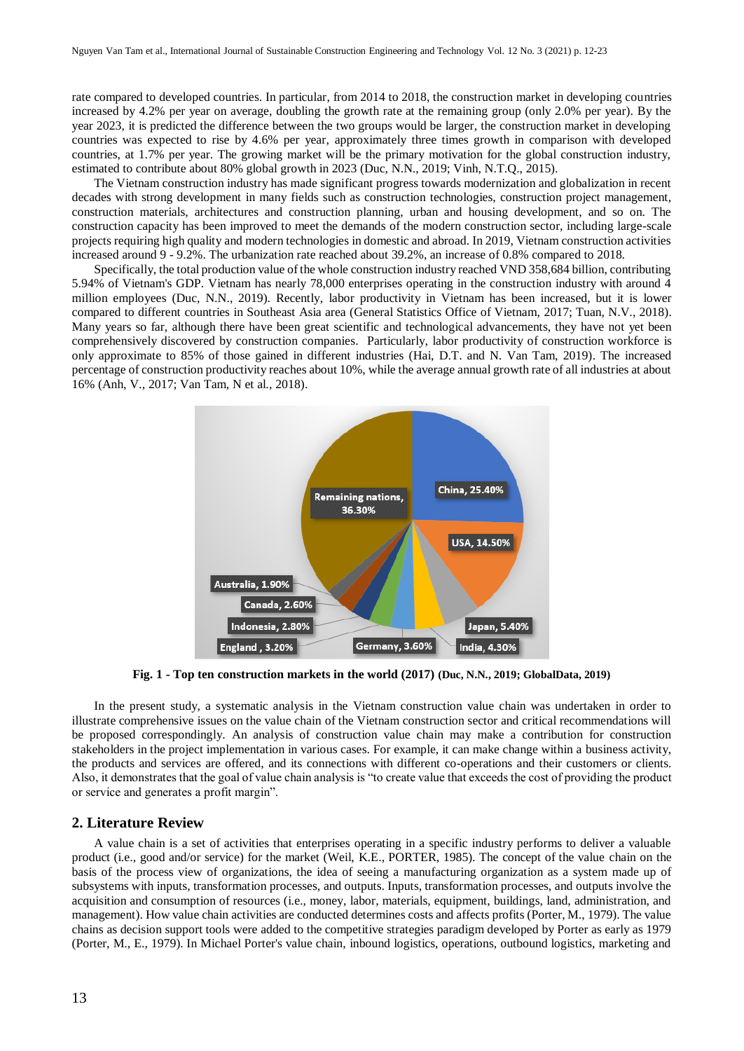rate compared to developed countries. In particular, from 2014 to 2018, the construction market in developing countries increased by 4.2% per year on average, doubling the growth rate at the remaining group (only 2.0% per year). By the year 2023, it is predicted the difference between the two groups would be larger, the construction market in developing countries was expected to rise by 4.6% per year, approximately three times growth in comparison with developed countries, at 1.7% per year. The growing market will be the primary motivation for the global construction industry, estimated to contribute about 80% global growth in 2023 (Duc, N.N., 2019; Vinh, N.T.Q., 2015).

The Vietnam construction industry has made significant progress towards modernization and globalization in recent decades with strong development in many fields such as construction technologies, construction project management, construction materials, architectures and construction planning, urban and housing development, and so on. The construction capacity has been improved to meet the demands of the modern construction sector, including large-scale projects requiring high quality and modern technologies in domestic and abroad. In 2019, Vietnam construction activities increased around 9 - 9.2%. The urbanization rate reached about 39.2%, an increase of 0.8% compared to 2018.

Specifically, the total production value of the whole construction industry reached VND 358,684 billion, contributing 5.94% of Vietnam's GDP. Vietnam has nearly 78,000 enterprises operating in the construction industry with around 4 million employees (Duc, N.N., 2019). Recently, labor productivity in Vietnam has been increased, but it is lower compared to different countries in Southeast Asia area (General Statistics Office of Vietnam, 2017; Tuan, N.V., 2018). Many years so far, although there have been great scientific and technological advancements, they have not yet been comprehensively discovered by construction companies. Particularly, labor productivity of construction workforce is only approximate to 85% of those gained in different industries (Hai, D.T. and N. Van Tam, 2019). The increased percentage of construction productivity reaches about 10%, while the average annual growth rate of all industries at about 16% (Anh, V., 2017; Van Tam, N et al., 2018).

**Fig. 1 - Top ten construction markets in the world (2017)** **(Duc, N.N., 2019; GlobalData, 2019)**

In the present study, a systematic analysis in the Vietnam construction value chain was undertaken in order to illustrate comprehensive issues on the value chain of the Vietnam construction sector and critical recommendations will be proposed correspondingly. An analysis of construction value chain may make a contribution for construction stakeholders in the project implementation in various cases. For example, it can make change within a business activity, the products and services are offered, and its connections with different co-operations and their customers or clients. Also, it demonstrates that the goal of value chain analysis is "to create value that exceeds the cost of providing the product or service and generates a profit margin".

## 2. Literature Review

A value chain is a set of activities that enterprises operating in a specific industry performs to deliver a valuable product (i.e., good and/or service) for the market (Weil, K.E., PORTER, 1985). The concept of the value chain on the basis of the process view of organizations, the idea of seeing a manufacturing organization as a system made up of subsystems with inputs, transformation processes, and outputs. Inputs, transformation processes, and outputs involve the acquisition and consumption of resources (i.e., money, labor, materials, equipment, buildings, land, administration, and management). How value chain activities are conducted determines costs and affects profits (Porter, M., 1979). The value chains as decision support tools were added to the competitive strategies paradigm developed by Porter as early as 1979 (Porter, M., E., 1979). In Michael Porter's value chain, inbound logistics, operations, outbound logistics, marketing and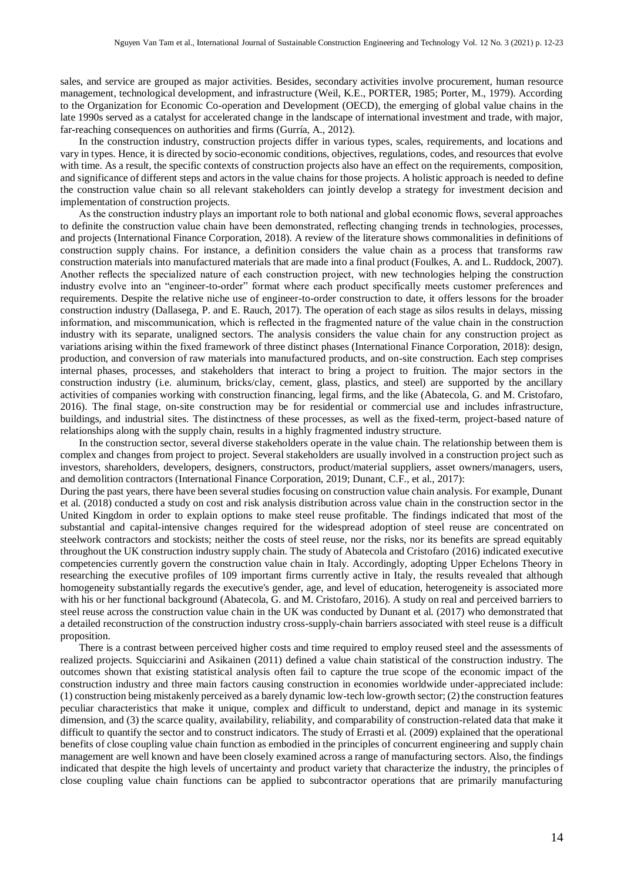sales, and service are grouped as major activities. Besides, secondary activities involve procurement, human resource management, technological development, and infrastructure (Weil, K.E., PORTER, 1985; Porter, M., 1979). According to the Organization for Economic Co-operation and Development (OECD), the emerging of global value chains in the late 1990s served as a catalyst for accelerated change in the landscape of international investment and trade, with major, far-reaching consequences on authorities and firms (Gurría, A., 2012).

In the construction industry, construction projects differ in various types, scales, requirements, and locations and vary in types. Hence, it is directed by socio-economic conditions, objectives, regulations, codes, and resources that evolve with time. As a result, the specific contexts of construction projects also have an effect on the requirements, composition, and significance of different steps and actors in the value chains for those projects. A holistic approach is needed to define the construction value chain so all relevant stakeholders can jointly develop a strategy for investment decision and implementation of construction projects.

As the construction industry plays an important role to both national and global economic flows, several approaches to definite the construction value chain have been demonstrated, reflecting changing trends in technologies, processes, and projects (International Finance Corporation, 2018). A review of the literature shows commonalities in definitions of construction supply chains. For instance, a definition considers the value chain as a process that transforms raw construction materials into manufactured materials that are made into a final product (Foulkes, A. and L. Ruddock, 2007). Another reflects the specialized nature of each construction project, with new technologies helping the construction industry evolve into an "engineer-to-order" format where each product specifically meets customer preferences and requirements. Despite the relative niche use of engineer-to-order construction to date, it offers lessons for the broader construction industry (Dallasega, P. and E. Rauch, 2017). The operation of each stage as silos results in delays, missing information, and miscommunication, which is reflected in the fragmented nature of the value chain in the construction industry with its separate, unaligned sectors. The analysis considers the value chain for any construction project as variations arising within the fixed framework of three distinct phases (International Finance Corporation, 2018): design, production, and conversion of raw materials into manufactured products, and on-site construction. Each step comprises internal phases, processes, and stakeholders that interact to bring a project to fruition. The major sectors in the construction industry (i.e. aluminum, bricks/clay, cement, glass, plastics, and steel) are supported by the ancillary activities of companies working with construction financing, legal firms, and the like (Abatecola, G. and M. Cristofaro, 2016). The final stage, on-site construction may be for residential or commercial use and includes infrastructure, buildings, and industrial sites. The distinctness of these processes, as well as the fixed-term, project-based nature of relationships along with the supply chain, results in a highly fragmented industry structure.

In the construction sector, several diverse stakeholders operate in the value chain. The relationship between them is complex and changes from project to project. Several stakeholders are usually involved in a construction project such as investors, shareholders, developers, designers, constructors, product/material suppliers, asset owners/managers, users, and demolition contractors (International Finance Corporation, 2019; Dunant, C.F., et al., 2017):

During the past years, there have been several studies focusing on construction value chain analysis. For example, Dunant et al. (2018) conducted a study on cost and risk analysis distribution across value chain in the construction sector in the United Kingdom in order to explain options to make steel reuse profitable. The findings indicated that most of the substantial and capital-intensive changes required for the widespread adoption of steel reuse are concentrated on steelwork contractors and stockists; neither the costs of steel reuse, nor the risks, nor its benefits are spread equitably throughout the UK construction industry supply chain. The study of Abatecola and Cristofaro (2016) indicated executive competencies currently govern the construction value chain in Italy. Accordingly, adopting Upper Echelons Theory in researching the executive profiles of 109 important firms currently active in Italy, the results revealed that although homogeneity substantially regards the executive's gender, age, and level of education, heterogeneity is associated more with his or her functional background (Abatecola, G. and M. Cristofaro, 2016). A study on real and perceived barriers to steel reuse across the construction value chain in the UK was conducted by Dunant et al. (2017) who demonstrated that a detailed reconstruction of the construction industry cross-supply-chain barriers associated with steel reuse is a difficult proposition.

There is a contrast between perceived higher costs and time required to employ reused steel and the assessments of realized projects. Squicciarini and Asikainen (2011) defined a value chain statistical of the construction industry. The outcomes shown that existing statistical analysis often fail to capture the true scope of the economic impact of the construction industry and three main factors causing construction in economies worldwide under-appreciated include: (1) construction being mistakenly perceived as a barely dynamic low-tech low-growth sector; (2) the construction features peculiar characteristics that make it unique, complex and difficult to understand, depict and manage in its systemic dimension, and (3) the scarce quality, availability, reliability, and comparability of construction-related data that make it difficult to quantify the sector and to construct indicators. The study of Errasti et al. (2009) explained that the operational benefits of close coupling value chain function as embodied in the principles of concurrent engineering and supply chain management are well known and have been closely examined across a range of manufacturing sectors. Also, the findings indicated that despite the high levels of uncertainty and product variety that characterize the industry, the principles of close coupling value chain functions can be applied to subcontractor operations that are primarily manufacturing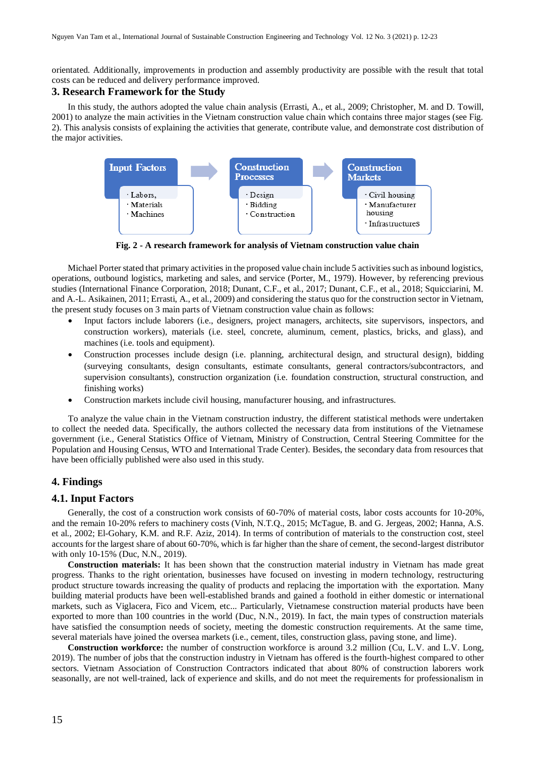orientated. Additionally, improvements in production and assembly productivity are possible with the result that total costs can be reduced and delivery performance improved.

## 3. Research Framework for the Study

In this study, the authors adopted the value chain analysis (Errasti, A., et al., 2009; Christopher, M. and D. Towill, 2001) to analyze the main activities in the Vietnam construction value chain which contains three major stages (see Fig. 2). This analysis consists of explaining the activities that generate, contribute value, and demonstrate cost distribution of the major activities.

**Input Factors** → **Construction Processes** → **Construction Markets**

- Input Factors: · Labors, · Materials · Machines
- Construction Processes: · Design · Bidding · Construction
- Construction Markets: · Civil housing · Manufacturer housing · Infrastructures

**Fig. 2 - A research framework for analysis of Vietnam construction value chain**

Michael Porter stated that primary activities in the proposed value chain include 5 activities such as inbound logistics, operations, outbound logistics, marketing and sales, and service (Porter, M., 1979). However, by referencing previous studies (International Finance Corporation, 2018; Dunant, C.F., et al., 2017; Dunant, C.F., et al., 2018; Squicciarini, M. and A.-L. Asikainen, 2011; Errasti, A., et al., 2009) and considering the status quo for the construction sector in Vietnam, the present study focuses on 3 main parts of Vietnam construction value chain as follows:

- Input factors include laborers (i.e., designers, project managers, architects, site supervisors, inspectors, and construction workers), materials (i.e. steel, concrete, aluminum, cement, plastics, bricks, and glass), and machines (i.e. tools and equipment).
- Construction processes include design (i.e. planning, architectural design, and structural design), bidding (surveying consultants, design consultants, estimate consultants, general contractors/subcontractors, and supervision consultants), construction organization (i.e. foundation construction, structural construction, and finishing works)
- Construction markets include civil housing, manufacturer housing, and infrastructures.

To analyze the value chain in the Vietnam construction industry, the different statistical methods were undertaken to collect the needed data. Specifically, the authors collected the necessary data from institutions of the Vietnamese government (i.e., General Statistics Office of Vietnam, Ministry of Construction, Central Steering Committee for the Population and Housing Census, WTO and International Trade Center). Besides, the secondary data from resources that have been officially published were also used in this study.

## 4. Findings

### 4.1. Input Factors

Generally, the cost of a construction work consists of 60-70% of material costs, labor costs accounts for 10-20%, and the remain 10-20% refers to machinery costs (Vinh, N.T.Q., 2015; McTague, B. and G. Jergeas, 2002; Hanna, A.S. et al., 2002; El-Gohary, K.M. and R.F. Aziz, 2014). In terms of contribution of materials to the construction cost, steel accounts for the largest share of about 60-70%, which is far higher than the share of cement, the second-largest distributor with only 10-15% (Duc, N.N., 2019).

**Construction materials:** It has been shown that the construction material industry in Vietnam has made great progress. Thanks to the right orientation, businesses have focused on investing in modern technology, restructuring product structure towards increasing the quality of products and replacing the importation with the exportation. Many building material products have been well-established brands and gained a foothold in either domestic or international markets, such as Viglacera, Fico and Vicem, etc... Particularly, Vietnamese construction material products have been exported to more than 100 countries in the world (Duc, N.N., 2019). In fact, the main types of construction materials have satisfied the consumption needs of society, meeting the domestic construction requirements. At the same time, several materials have joined the oversea markets (i.e., cement, tiles, construction glass, paving stone, and lime).

**Construction workforce:** the number of construction workforce is around 3.2 million (Cu, L.V. and L.V. Long, 2019). The number of jobs that the construction industry in Vietnam has offered is the fourth-highest compared to other sectors. Vietnam Association of Construction Contractors indicated that about 80% of construction laborers work seasonally, are not well-trained, lack of experience and skills, and do not meet the requirements for professionalism in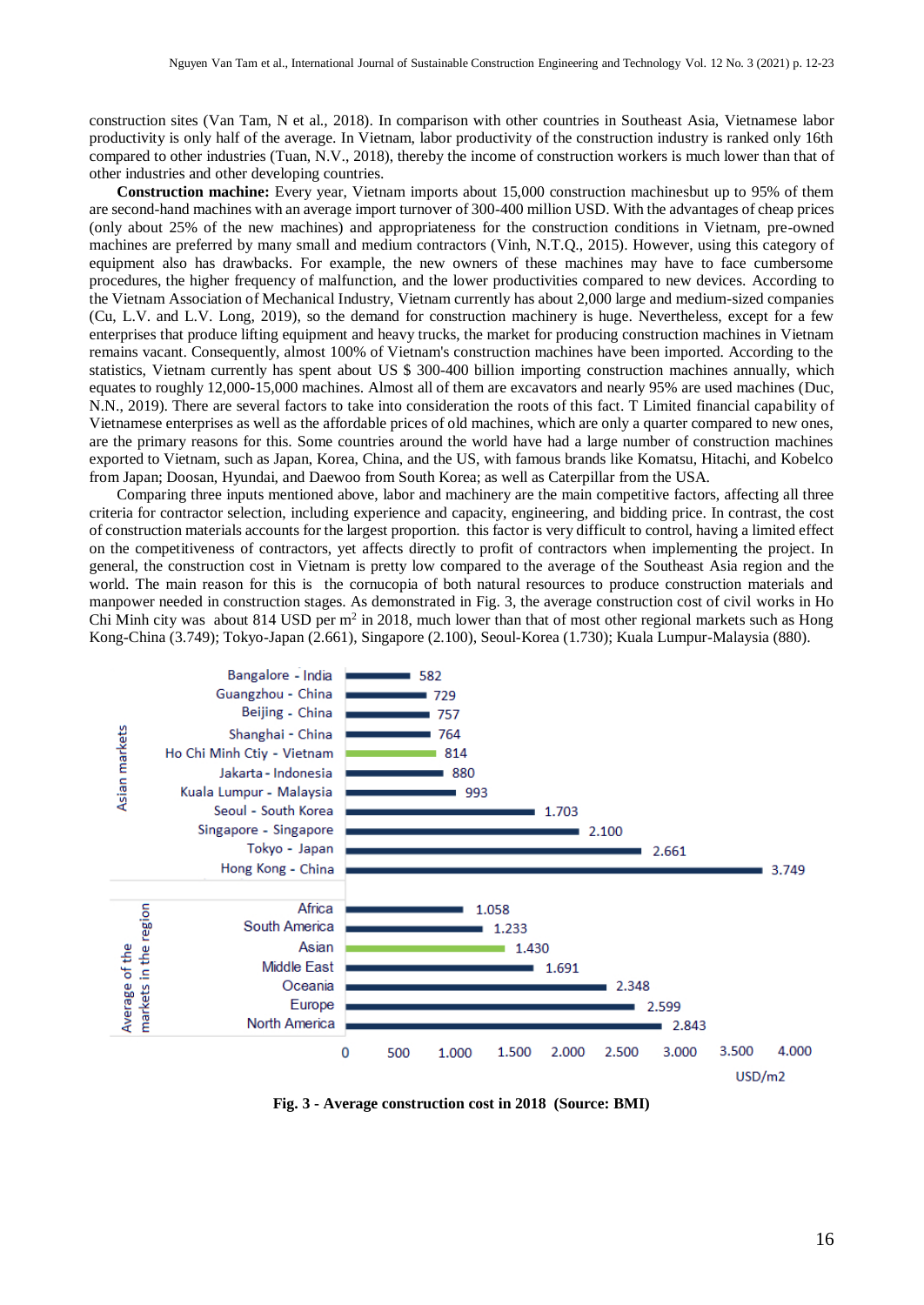construction sites (Van Tam, N et al., 2018). In comparison with other countries in Southeast Asia, Vietnamese labor productivity is only half of the average. In Vietnam, labor productivity of the construction industry is ranked only 16th compared to other industries (Tuan, N.V., 2018), thereby the income of construction workers is much lower than that of other industries and other developing countries.

**Construction machine:** Every year, Vietnam imports about 15,000 construction machinesbut up to 95% of them are second-hand machines with an average import turnover of 300-400 million USD. With the advantages of cheap prices (only about 25% of the new machines) and appropriateness for the construction conditions in Vietnam, pre-owned machines are preferred by many small and medium contractors (Vinh, N.T.Q., 2015). However, using this category of equipment also has drawbacks. For example, the new owners of these machines may have to face cumbersome procedures, the higher frequency of malfunction, and the lower productivities compared to new devices. According to the Vietnam Association of Mechanical Industry, Vietnam currently has about 2,000 large and medium-sized companies (Cu, L.V. and L.V. Long, 2019), so the demand for construction machinery is huge. Nevertheless, except for a few enterprises that produce lifting equipment and heavy trucks, the market for producing construction machines in Vietnam remains vacant. Consequently, almost 100% of Vietnam's construction machines have been imported. According to the statistics, Vietnam currently has spent about US $ 300-400 billion importing construction machines annually, which equates to roughly 12,000-15,000 machines. Almost all of them are excavators and nearly 95% are used machines (Duc, N.N., 2019). There are several factors to take into consideration the roots of this fact. T Limited financial capability of Vietnamese enterprises as well as the affordable prices of old machines, which are only a quarter compared to new ones, are the primary reasons for this. Some countries around the world have had a large number of construction machines exported to Vietnam, such as Japan, Korea, China, and the US, with famous brands like Komatsu, Hitachi, and Kobelco from Japan; Doosan, Hyundai, and Daewoo from South Korea; as well as Caterpillar from the USA.

Comparing three inputs mentioned above, labor and machinery are the main competitive factors, affecting all three criteria for contractor selection, including experience and capacity, engineering, and bidding price. In contrast, the cost of construction materials accounts for the largest proportion. this factor is very difficult to control, having a limited effect on the competitiveness of contractors, yet affects directly to profit of contractors when implementing the project. In general, the construction cost in Vietnam is pretty low compared to the average of the Southeast Asia region and the world. The main reason for this is the cornucopia of both natural resources to produce construction materials and manpower needed in construction stages. As demonstrated in Fig. 3, the average construction cost of civil works in Ho Chi Minh city was about 814 USD per m$^2$ in 2018, much lower than that of most other regional markets such as Hong Kong-China (3.749); Tokyo-Japan (2.661), Singapore (2.100), Seoul-Korea (1.730); Kuala Lumpur-Malaysia (880).

| Group | Market | Average construction cost (USD/m2) |
|---|---|---|
| Asian markets | Bangalore - India | 582 |
| | Guangzhou - China | 729 |
| | Beijing - China | 757 |
| | Shanghai - China | 764 |
| | Ho Chi Minh Ctiy - Vietnam | 814 |
| | Jakarta - Indonesia | 880 |
| | Kuala Lumpur - Malaysia | 993 |
| | Seoul - South Korea | 1.703 |
| | Singapore - Singapore | 2.100 |
| | Tokyo - Japan | 2.661 |
| | Hong Kong - China | 3.749 |
| Average of the markets in the region | Africa | 1.058 |
| | South America | 1.233 |
| | Asian | 1.430 |
| | Middle East | 1.691 |
| | Oceania | 2.348 |
| | Europe | 2.599 |
| | North America | 2.843 |

**Fig. 3 - Average construction cost in 2018 (Source: BMI)**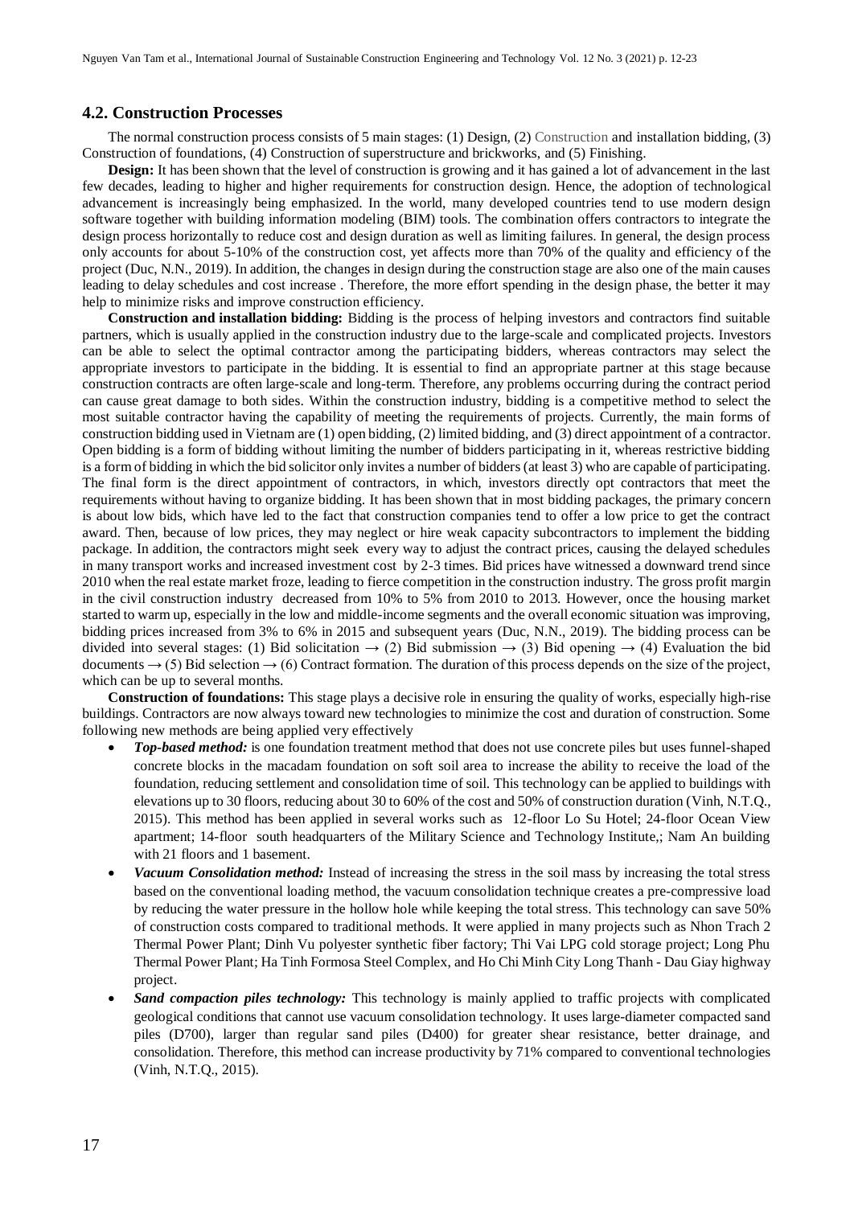### 4.2. Construction Processes

The normal construction process consists of 5 main stages: (1) Design, (2) Construction and installation bidding, (3) Construction of foundations, (4) Construction of superstructure and brickworks, and (5) Finishing.

**Design:** It has been shown that the level of construction is growing and it has gained a lot of advancement in the last few decades, leading to higher and higher requirements for construction design. Hence, the adoption of technological advancement is increasingly being emphasized. In the world, many developed countries tend to use modern design software together with building information modeling (BIM) tools. The combination offers contractors to integrate the design process horizontally to reduce cost and design duration as well as limiting failures. In general, the design process only accounts for about 5-10% of the construction cost, yet affects more than 70% of the quality and efficiency of the project (Duc, N.N., 2019). In addition, the changes in design during the construction stage are also one of the main causes leading to delay schedules and cost increase . Therefore, the more effort spending in the design phase, the better it may help to minimize risks and improve construction efficiency.

**Construction and installation bidding:** Bidding is the process of helping investors and contractors find suitable partners, which is usually applied in the construction industry due to the large-scale and complicated projects. Investors can be able to select the optimal contractor among the participating bidders, whereas contractors may select the appropriate investors to participate in the bidding. It is essential to find an appropriate partner at this stage because construction contracts are often large-scale and long-term. Therefore, any problems occurring during the contract period can cause great damage to both sides. Within the construction industry, bidding is a competitive method to select the most suitable contractor having the capability of meeting the requirements of projects. Currently, the main forms of construction bidding used in Vietnam are (1) open bidding, (2) limited bidding, and (3) direct appointment of a contractor. Open bidding is a form of bidding without limiting the number of bidders participating in it, whereas restrictive bidding is a form of bidding in which the bid solicitor only invites a number of bidders (at least 3) who are capable of participating. The final form is the direct appointment of contractors, in which, investors directly opt contractors that meet the requirements without having to organize bidding. It has been shown that in most bidding packages, the primary concern is about low bids, which have led to the fact that construction companies tend to offer a low price to get the contract award. Then, because of low prices, they may neglect or hire weak capacity subcontractors to implement the bidding package. In addition, the contractors might seek every way to adjust the contract prices, causing the delayed schedules in many transport works and increased investment cost by 2-3 times. Bid prices have witnessed a downward trend since 2010 when the real estate market froze, leading to fierce competition in the construction industry. The gross profit margin in the civil construction industry decreased from 10% to 5% from 2010 to 2013. However, once the housing market started to warm up, especially in the low and middle-income segments and the overall economic situation was improving, bidding prices increased from 3% to 6% in 2015 and subsequent years (Duc, N.N., 2019). The bidding process can be divided into several stages: (1) Bid solicitation → (2) Bid submission → (3) Bid opening → (4) Evaluation the bid documents → (5) Bid selection → (6) Contract formation. The duration of this process depends on the size of the project, which can be up to several months.

**Construction of foundations:** This stage plays a decisive role in ensuring the quality of works, especially high-rise buildings. Contractors are now always toward new technologies to minimize the cost and duration of construction. Some following new methods are being applied very effectively

- ***Top-based method:*** is one foundation treatment method that does not use concrete piles but uses funnel-shaped concrete blocks in the macadam foundation on soft soil area to increase the ability to receive the load of the foundation, reducing settlement and consolidation time of soil. This technology can be applied to buildings with elevations up to 30 floors, reducing about 30 to 60% of the cost and 50% of construction duration (Vinh, N.T.Q., 2015). This method has been applied in several works such as 12-floor Lo Su Hotel; 24-floor Ocean View apartment; 14-floor south headquarters of the Military Science and Technology Institute,; Nam An building with 21 floors and 1 basement.
- ***Vacuum Consolidation method:*** Instead of increasing the stress in the soil mass by increasing the total stress based on the conventional loading method, the vacuum consolidation technique creates a pre-compressive load by reducing the water pressure in the hollow hole while keeping the total stress. This technology can save 50% of construction costs compared to traditional methods. It were applied in many projects such as Nhon Trach 2 Thermal Power Plant; Dinh Vu polyester synthetic fiber factory; Thi Vai LPG cold storage project; Long Phu Thermal Power Plant; Ha Tinh Formosa Steel Complex, and Ho Chi Minh City Long Thanh - Dau Giay highway project.
- ***Sand compaction piles technology:*** This technology is mainly applied to traffic projects with complicated geological conditions that cannot use vacuum consolidation technology. It uses large-diameter compacted sand piles (D700), larger than regular sand piles (D400) for greater shear resistance, better drainage, and consolidation. Therefore, this method can increase productivity by 71% compared to conventional technologies (Vinh, N.T.Q., 2015).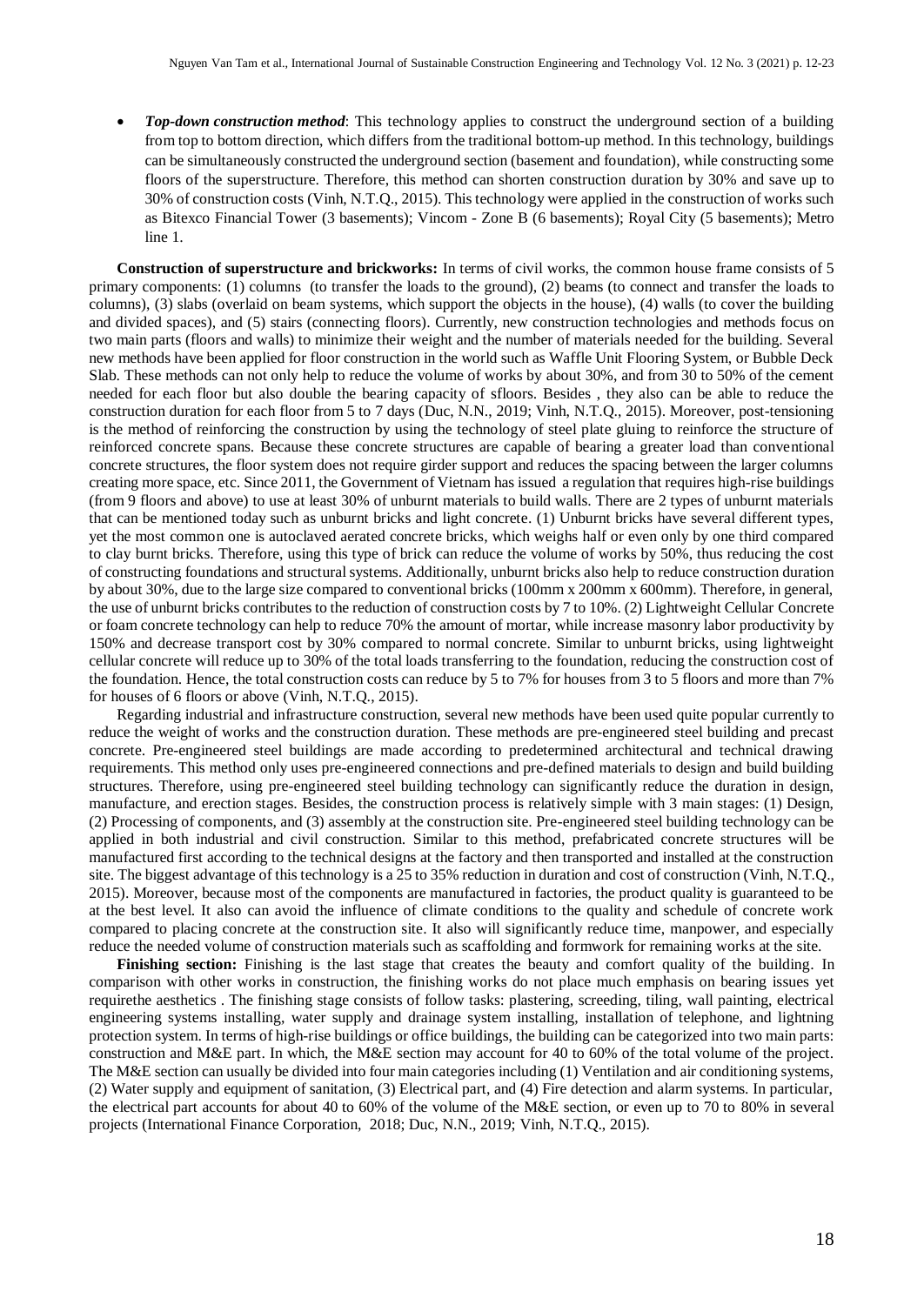- ***Top-down construction method***: This technology applies to construct the underground section of a building from top to bottom direction, which differs from the traditional bottom-up method. In this technology, buildings can be simultaneously constructed the underground section (basement and foundation), while constructing some floors of the superstructure. Therefore, this method can shorten construction duration by 30% and save up to 30% of construction costs (Vinh, N.T.Q., 2015). This technology were applied in the construction of works such as Bitexco Financial Tower (3 basements); Vincom - Zone B (6 basements); Royal City (5 basements); Metro line 1.

**Construction of superstructure and brickworks:** In terms of civil works, the common house frame consists of 5 primary components: (1) columns (to transfer the loads to the ground), (2) beams (to connect and transfer the loads to columns), (3) slabs (overlaid on beam systems, which support the objects in the house), (4) walls (to cover the building and divided spaces), and (5) stairs (connecting floors). Currently, new construction technologies and methods focus on two main parts (floors and walls) to minimize their weight and the number of materials needed for the building. Several new methods have been applied for floor construction in the world such as Waffle Unit Flooring System, or Bubble Deck Slab. These methods can not only help to reduce the volume of works by about 30%, and from 30 to 50% of the cement needed for each floor but also double the bearing capacity of sfloors. Besides , they also can be able to reduce the construction duration for each floor from 5 to 7 days (Duc, N.N., 2019; Vinh, N.T.Q., 2015). Moreover, post-tensioning is the method of reinforcing the construction by using the technology of steel plate gluing to reinforce the structure of reinforced concrete spans. Because these concrete structures are capable of bearing a greater load than conventional concrete structures, the floor system does not require girder support and reduces the spacing between the larger columns creating more space, etc. Since 2011, the Government of Vietnam has issued a regulation that requires high-rise buildings (from 9 floors and above) to use at least 30% of unburnt materials to build walls. There are 2 types of unburnt materials that can be mentioned today such as unburnt bricks and light concrete. (1) Unburnt bricks have several different types, yet the most common one is autoclaved aerated concrete bricks, which weighs half or even only by one third compared to clay burnt bricks. Therefore, using this type of brick can reduce the volume of works by 50%, thus reducing the cost of constructing foundations and structural systems. Additionally, unburnt bricks also help to reduce construction duration by about 30%, due to the large size compared to conventional bricks (100mm x 200mm x 600mm). Therefore, in general, the use of unburnt bricks contributes to the reduction of construction costs by 7 to 10%. (2) Lightweight Cellular Concrete or foam concrete technology can help to reduce 70% the amount of mortar, while increase masonry labor productivity by 150% and decrease transport cost by 30% compared to normal concrete. Similar to unburnt bricks, using lightweight cellular concrete will reduce up to 30% of the total loads transferring to the foundation, reducing the construction cost of the foundation. Hence, the total construction costs can reduce by 5 to 7% for houses from 3 to 5 floors and more than 7% for houses of 6 floors or above (Vinh, N.T.Q., 2015).

Regarding industrial and infrastructure construction, several new methods have been used quite popular currently to reduce the weight of works and the construction duration. These methods are pre-engineered steel building and precast concrete. Pre-engineered steel buildings are made according to predetermined architectural and technical drawing requirements. This method only uses pre-engineered connections and pre-defined materials to design and build building structures. Therefore, using pre-engineered steel building technology can significantly reduce the duration in design, manufacture, and erection stages. Besides, the construction process is relatively simple with 3 main stages: (1) Design, (2) Processing of components, and (3) assembly at the construction site. Pre-engineered steel building technology can be applied in both industrial and civil construction. Similar to this method, prefabricated concrete structures will be manufactured first according to the technical designs at the factory and then transported and installed at the construction site. The biggest advantage of this technology is a 25 to 35% reduction in duration and cost of construction (Vinh, N.T.Q., 2015). Moreover, because most of the components are manufactured in factories, the product quality is guaranteed to be at the best level. It also can avoid the influence of climate conditions to the quality and schedule of concrete work compared to placing concrete at the construction site. It also will significantly reduce time, manpower, and especially reduce the needed volume of construction materials such as scaffolding and formwork for remaining works at the site.

**Finishing section:** Finishing is the last stage that creates the beauty and comfort quality of the building. In comparison with other works in construction, the finishing works do not place much emphasis on bearing issues yet requirethe aesthetics . The finishing stage consists of follow tasks: plastering, screeding, tiling, wall painting, electrical engineering systems installing, water supply and drainage system installing, installation of telephone, and lightning protection system. In terms of high-rise buildings or office buildings, the building can be categorized into two main parts: construction and M&E part. In which, the M&E section may account for 40 to 60% of the total volume of the project. The M&E section can usually be divided into four main categories including (1) Ventilation and air conditioning systems, (2) Water supply and equipment of sanitation, (3) Electrical part, and (4) Fire detection and alarm systems. In particular, the electrical part accounts for about 40 to 60% of the volume of the M&E section, or even up to 70 to 80% in several projects (International Finance Corporation, 2018; Duc, N.N., 2019; Vinh, N.T.Q., 2015).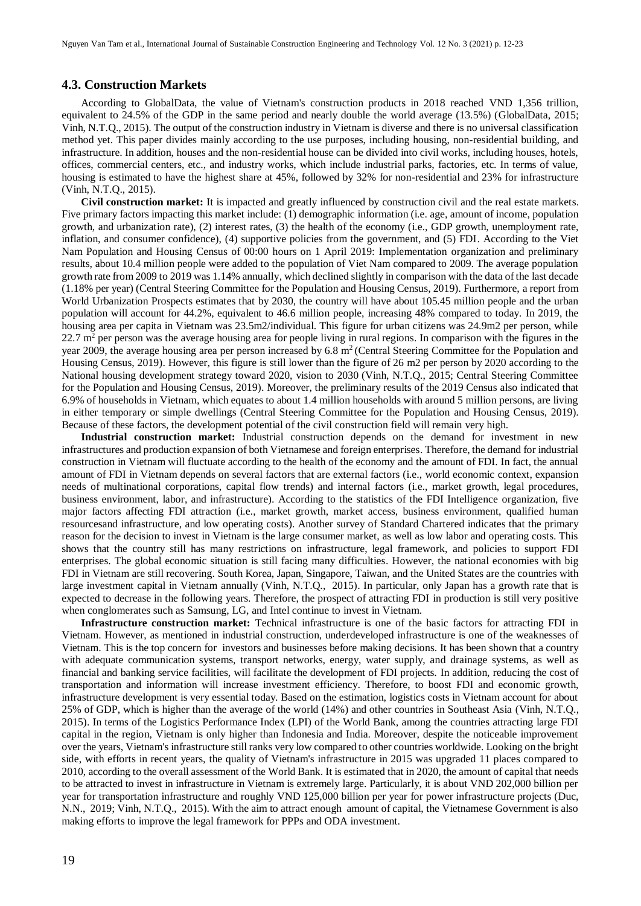### 4.3. Construction Markets

According to GlobalData, the value of Vietnam's construction products in 2018 reached VND 1,356 trillion, equivalent to 24.5% of the GDP in the same period and nearly double the world average (13.5%) (GlobalData, 2015; Vinh, N.T.Q., 2015). The output of the construction industry in Vietnam is diverse and there is no universal classification method yet. This paper divides mainly according to the use purposes, including housing, non-residential building, and infrastructure. In addition, houses and the non-residential house can be divided into civil works, including houses, hotels, offices, commercial centers, etc., and industry works, which include industrial parks, factories, etc. In terms of value, housing is estimated to have the highest share at 45%, followed by 32% for non-residential and 23% for infrastructure (Vinh, N.T.Q., 2015).

**Civil construction market:** It is impacted and greatly influenced by construction civil and the real estate markets. Five primary factors impacting this market include: (1) demographic information (i.e. age, amount of income, population growth, and urbanization rate), (2) interest rates, (3) the health of the economy (i.e., GDP growth, unemployment rate, inflation, and consumer confidence), (4) supportive policies from the government, and (5) FDI. According to the Viet Nam Population and Housing Census of 00:00 hours on 1 April 2019: Implementation organization and preliminary results, about 10.4 million people were added to the population of Viet Nam compared to 2009. The average population growth rate from 2009 to 2019 was 1.14% annually, which declined slightly in comparison with the data of the last decade (1.18% per year) (Central Steering Committee for the Population and Housing Census, 2019). Furthermore, a report from World Urbanization Prospects estimates that by 2030, the country will have about 105.45 million people and the urban population will account for 44.2%, equivalent to 46.6 million people, increasing 48% compared to today. In 2019, the housing area per capita in Vietnam was 23.5m2/individual. This figure for urban citizens was 24.9m2 per person, while 22.7 $m^2$ per person was the average housing area for people living in rural regions. In comparison with the figures in the year 2009, the average housing area per person increased by 6.8 $m^2$ (Central Steering Committee for the Population and Housing Census, 2019). However, this figure is still lower than the figure of 26 m2 per person by 2020 according to the National housing development strategy toward 2020, vision to 2030 (Vinh, N.T.Q., 2015; Central Steering Committee for the Population and Housing Census, 2019). Moreover, the preliminary results of the 2019 Census also indicated that 6.9% of households in Vietnam, which equates to about 1.4 million households with around 5 million persons, are living in either temporary or simple dwellings (Central Steering Committee for the Population and Housing Census, 2019). Because of these factors, the development potential of the civil construction field will remain very high.

**Industrial construction market:** Industrial construction depends on the demand for investment in new infrastructures and production expansion of both Vietnamese and foreign enterprises. Therefore, the demand for industrial construction in Vietnam will fluctuate according to the health of the economy and the amount of FDI. In fact, the annual amount of FDI in Vietnam depends on several factors that are external factors (i.e., world economic context, expansion needs of multinational corporations, capital flow trends) and internal factors (i.e., market growth, legal procedures, business environment, labor, and infrastructure). According to the statistics of the FDI Intelligence organization, five major factors affecting FDI attraction (i.e., market growth, market access, business environment, qualified human resourcesand infrastructure, and low operating costs). Another survey of Standard Chartered indicates that the primary reason for the decision to invest in Vietnam is the large consumer market, as well as low labor and operating costs. This shows that the country still has many restrictions on infrastructure, legal framework, and policies to support FDI enterprises. The global economic situation is still facing many difficulties. However, the national economies with big FDI in Vietnam are still recovering. South Korea, Japan, Singapore, Taiwan, and the United States are the countries with large investment capital in Vietnam annually (Vinh, N.T.Q., 2015). In particular, only Japan has a growth rate that is expected to decrease in the following years. Therefore, the prospect of attracting FDI in production is still very positive when conglomerates such as Samsung, LG, and Intel continue to invest in Vietnam.

**Infrastructure construction market:** Technical infrastructure is one of the basic factors for attracting FDI in Vietnam. However, as mentioned in industrial construction, underdeveloped infrastructure is one of the weaknesses of Vietnam. This is the top concern for investors and businesses before making decisions. It has been shown that a country with adequate communication systems, transport networks, energy, water supply, and drainage systems, as well as financial and banking service facilities, will facilitate the development of FDI projects. In addition, reducing the cost of transportation and information will increase investment efficiency. Therefore, to boost FDI and economic growth, infrastructure development is very essential today. Based on the estimation, logistics costs in Vietnam account for about 25% of GDP, which is higher than the average of the world (14%) and other countries in Southeast Asia (Vinh, N.T.Q., 2015). In terms of the Logistics Performance Index (LPI) of the World Bank, among the countries attracting large FDI capital in the region, Vietnam is only higher than Indonesia and India. Moreover, despite the noticeable improvement over the years, Vietnam's infrastructure still ranks very low compared to other countries worldwide. Looking on the bright side, with efforts in recent years, the quality of Vietnam's infrastructure in 2015 was upgraded 11 places compared to 2010, according to the overall assessment of the World Bank. It is estimated that in 2020, the amount of capital that needs to be attracted to invest in infrastructure in Vietnam is extremely large. Particularly, it is about VND 202,000 billion per year for transportation infrastructure and roughly VND 125,000 billion per year for power infrastructure projects (Duc, N.N., 2019; Vinh, N.T.Q., 2015). With the aim to attract enough amount of capital, the Vietnamese Government is also making efforts to improve the legal framework for PPPs and ODA investment.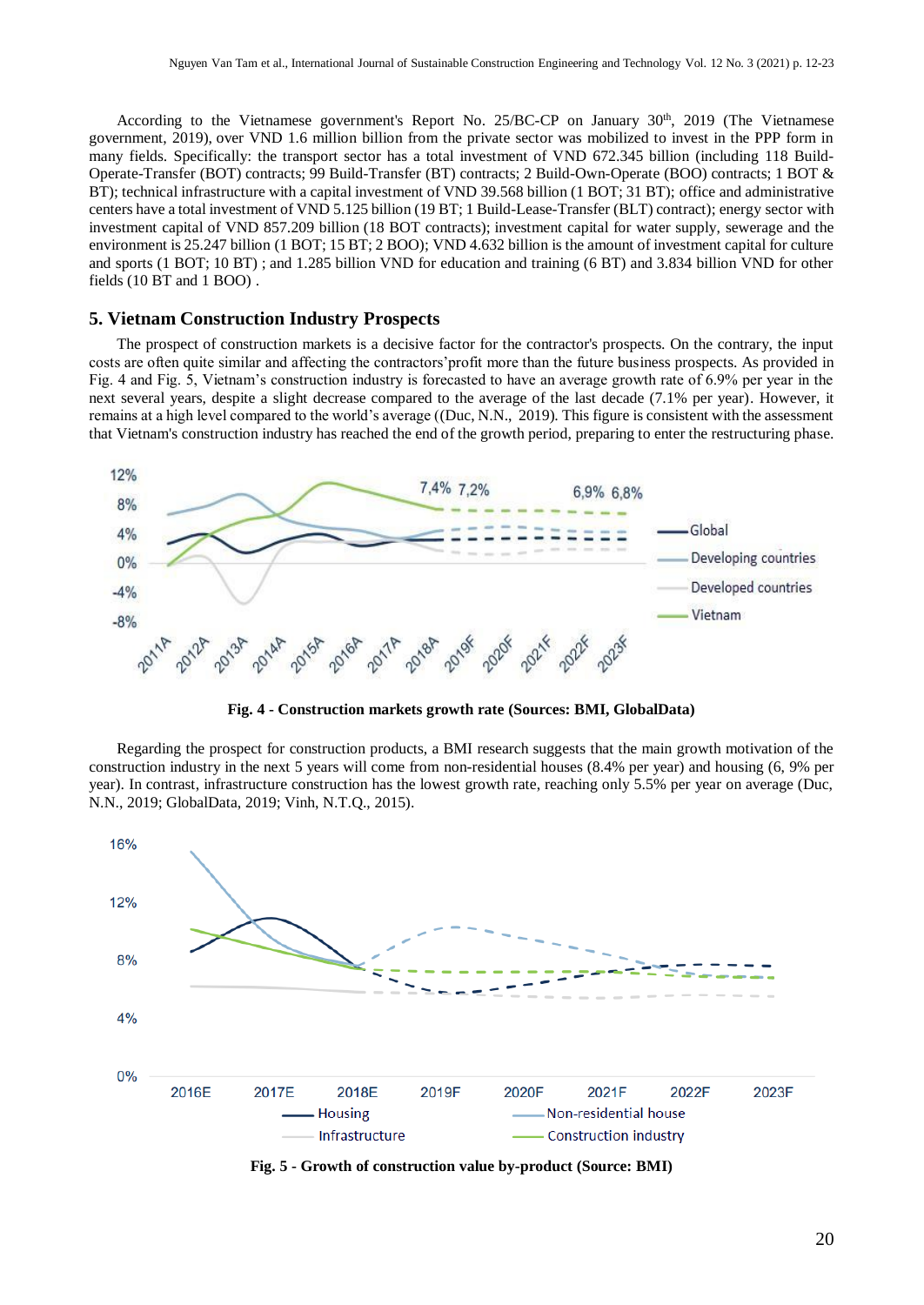According to the Vietnamese government's Report No. 25/BC-CP on January 30th, 2019 (The Vietnamese government, 2019), over VND 1.6 million billion from the private sector was mobilized to invest in the PPP form in many fields. Specifically: the transport sector has a total investment of VND 672.345 billion (including 118 Build-Operate-Transfer (BOT) contracts; 99 Build-Transfer (BT) contracts; 2 Build-Own-Operate (BOO) contracts; 1 BOT & BT); technical infrastructure with a capital investment of VND 39.568 billion (1 BOT; 31 BT); office and administrative centers have a total investment of VND 5.125 billion (19 BT; 1 Build-Lease-Transfer (BLT) contract); energy sector with investment capital of VND 857.209 billion (18 BOT contracts); investment capital for water supply, sewerage and the environment is 25.247 billion (1 BOT; 15 BT; 2 BOO); VND 4.632 billion is the amount of investment capital for culture and sports (1 BOT; 10 BT) ; and 1.285 billion VND for education and training (6 BT) and 3.834 billion VND for other fields (10 BT and 1 BOO) .

## 5. Vietnam Construction Industry Prospects

The prospect of construction markets is a decisive factor for the contractor's prospects. On the contrary, the input costs are often quite similar and affecting the contractors'profit more than the future business prospects. As provided in Fig. 4 and Fig. 5, Vietnam's construction industry is forecasted to have an average growth rate of 6.9% per year in the next several years, despite a slight decrease compared to the average of the last decade (7.1% per year). However, it remains at a high level compared to the world's average ((Duc, N.N., 2019). This figure is consistent with the assessment that Vietnam's construction industry has reached the end of the growth period, preparing to enter the restructuring phase.

**Fig. 4 - Construction markets growth rate (Sources: BMI, GlobalData)**

Regarding the prospect for construction products, a BMI research suggests that the main growth motivation of the construction industry in the next 5 years will come from non-residential houses (8.4% per year) and housing (6, 9% per year). In contrast, infrastructure construction has the lowest growth rate, reaching only 5.5% per year on average (Duc, N.N., 2019; GlobalData, 2019; Vinh, N.T.Q., 2015).

**Fig. 5 - Growth of construction value by-product (Source: BMI)**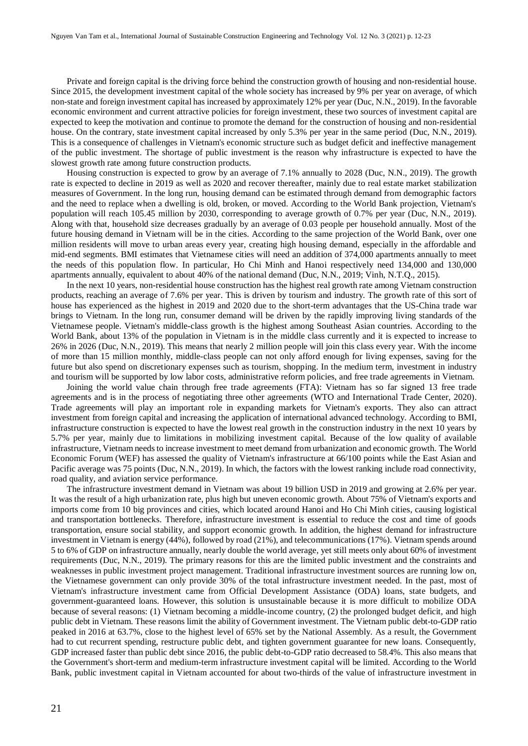Private and foreign capital is the driving force behind the construction growth of housing and non-residential house. Since 2015, the development investment capital of the whole society has increased by 9% per year on average, of which non-state and foreign investment capital has increased by approximately 12% per year (Duc, N.N., 2019). In the favorable economic environment and current attractive policies for foreign investment, these two sources of investment capital are expected to keep the motivation and continue to promote the demand for the construction of housing and non-residential house. On the contrary, state investment capital increased by only 5.3% per year in the same period (Duc, N.N., 2019). This is a consequence of challenges in Vietnam's economic structure such as budget deficit and ineffective management of the public investment. The shortage of public investment is the reason why infrastructure is expected to have the slowest growth rate among future construction products.

Housing construction is expected to grow by an average of 7.1% annually to 2028 (Duc, N.N., 2019). The growth rate is expected to decline in 2019 as well as 2020 and recover thereafter, mainly due to real estate market stabilization measures of Government. In the long run, housing demand can be estimated through demand from demographic factors and the need to replace when a dwelling is old, broken, or moved. According to the World Bank projection, Vietnam's population will reach 105.45 million by 2030, corresponding to average growth of 0.7% per year (Duc, N.N., 2019). Along with that, household size decreases gradually by an average of 0.03 people per household annually. Most of the future housing demand in Vietnam will be in the cities. According to the same projection of the World Bank, over one million residents will move to urban areas every year, creating high housing demand, especially in the affordable and mid-end segments. BMI estimates that Vietnamese cities will need an addition of 374,000 apartments annually to meet the needs of this population flow. In particular, Ho Chi Minh and Hanoi respectively need 134,000 and 130,000 apartments annually, equivalent to about 40% of the national demand (Duc, N.N., 2019; Vinh, N.T.Q., 2015).

In the next 10 years, non-residential house construction has the highest real growth rate among Vietnam construction products, reaching an average of 7.6% per year. This is driven by tourism and industry. The growth rate of this sort of house has experienced as the highest in 2019 and 2020 due to the short-term advantages that the US-China trade war brings to Vietnam. In the long run, consumer demand will be driven by the rapidly improving living standards of the Vietnamese people. Vietnam's middle-class growth is the highest among Southeast Asian countries. According to the World Bank, about 13% of the population in Vietnam is in the middle class currently and it is expected to increase to 26% in 2026 (Duc, N.N., 2019). This means that nearly 2 million people will join this class every year. With the income of more than 15 million monthly, middle-class people can not only afford enough for living expenses, saving for the future but also spend on discretionary expenses such as tourism, shopping. In the medium term, investment in industry and tourism will be supported by low labor costs, administrative reform policies, and free trade agreements in Vietnam.

Joining the world value chain through free trade agreements (FTA): Vietnam has so far signed 13 free trade agreements and is in the process of negotiating three other agreements (WTO and International Trade Center, 2020). Trade agreements will play an important role in expanding markets for Vietnam's exports. They also can attract investment from foreign capital and increasing the application of international advanced technology. According to BMI, infrastructure construction is expected to have the lowest real growth in the construction industry in the next 10 years by 5.7% per year, mainly due to limitations in mobilizing investment capital. Because of the low quality of available infrastructure, Vietnam needs to increase investment to meet demand from urbanization and economic growth. The World Economic Forum (WEF) has assessed the quality of Vietnam's infrastructure at 66/100 points while the East Asian and Pacific average was 75 points (Duc, N.N., 2019). In which, the factors with the lowest ranking include road connectivity, road quality, and aviation service performance.

The infrastructure investment demand in Vietnam was about 19 billion USD in 2019 and growing at 2.6% per year. It was the result of a high urbanization rate, plus high but uneven economic growth. About 75% of Vietnam's exports and imports come from 10 big provinces and cities, which located around Hanoi and Ho Chi Minh cities, causing logistical and transportation bottlenecks. Therefore, infrastructure investment is essential to reduce the cost and time of goods transportation, ensure social stability, and support economic growth. In addition, the highest demand for infrastructure investment in Vietnam is energy (44%), followed by road (21%), and telecommunications (17%). Vietnam spends around 5 to 6% of GDP on infrastructure annually, nearly double the world average, yet still meets only about 60% of investment requirements (Duc, N.N., 2019). The primary reasons for this are the limited public investment and the constraints and weaknesses in public investment project management. Traditional infrastructure investment sources are running low on, the Vietnamese government can only provide 30% of the total infrastructure investment needed. In the past, most of Vietnam's infrastructure investment came from Official Development Assistance (ODA) loans, state budgets, and government-guaranteed loans. However, this solution is unsustainable because it is more difficult to mobilize ODA because of several reasons: (1) Vietnam becoming a middle-income country, (2) the prolonged budget deficit, and high public debt in Vietnam. These reasons limit the ability of Government investment. The Vietnam public debt-to-GDP ratio peaked in 2016 at 63.7%, close to the highest level of 65% set by the National Assembly. As a result, the Government had to cut recurrent spending, restructure public debt, and tighten government guarantee for new loans. Consequently, GDP increased faster than public debt since 2016, the public debt-to-GDP ratio decreased to 58.4%. This also means that the Government's short-term and medium-term infrastructure investment capital will be limited. According to the World Bank, public investment capital in Vietnam accounted for about two-thirds of the value of infrastructure investment in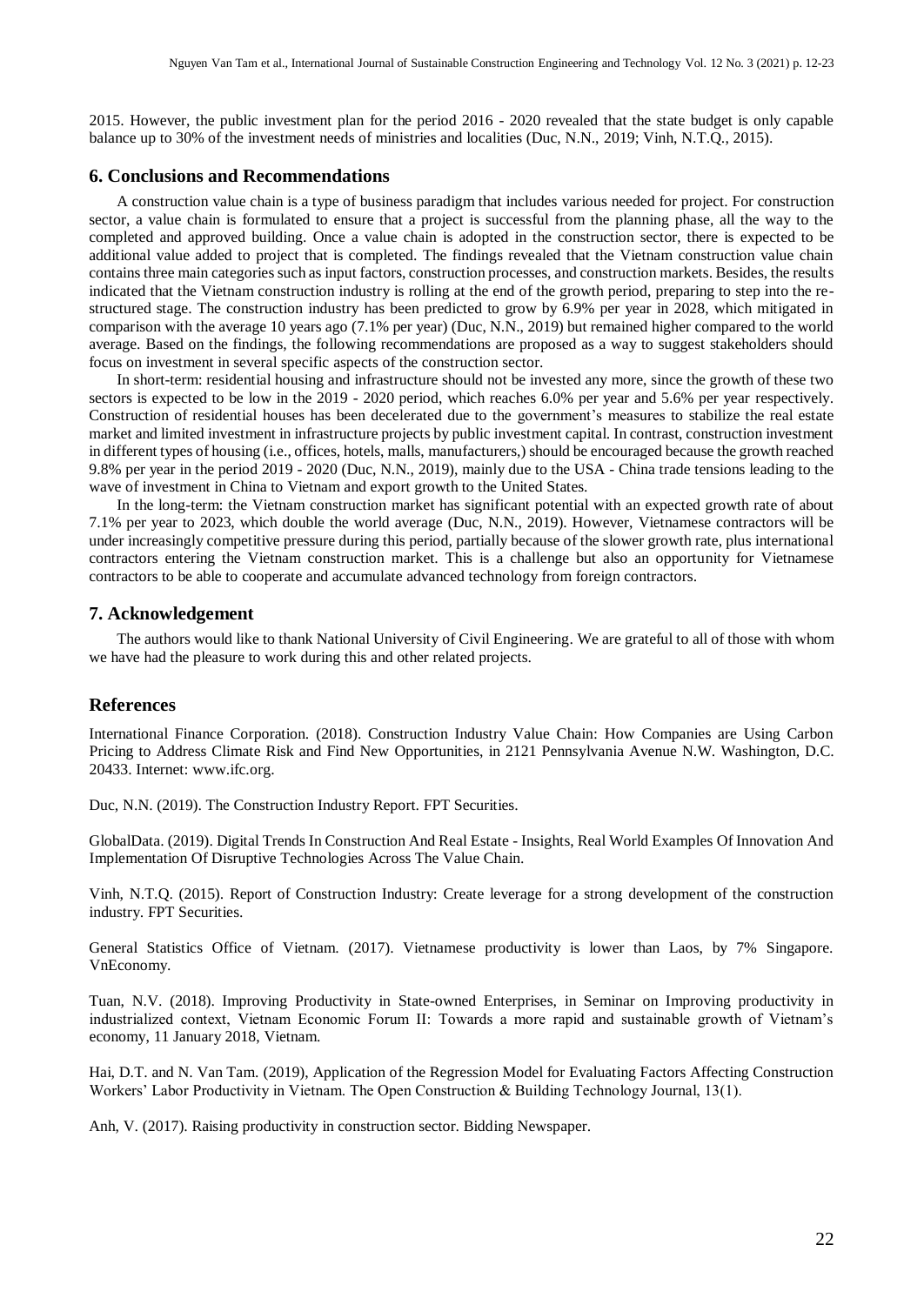2015. However, the public investment plan for the period 2016 - 2020 revealed that the state budget is only capable balance up to 30% of the investment needs of ministries and localities (Duc, N.N., 2019; Vinh, N.T.Q., 2015).

## 6. Conclusions and Recommendations

A construction value chain is a type of business paradigm that includes various needed for project. For construction sector, a value chain is formulated to ensure that a project is successful from the planning phase, all the way to the completed and approved building. Once a value chain is adopted in the construction sector, there is expected to be additional value added to project that is completed. The findings revealed that the Vietnam construction value chain contains three main categories such as input factors, construction processes, and construction markets. Besides, the results indicated that the Vietnam construction industry is rolling at the end of the growth period, preparing to step into the re-structured stage. The construction industry has been predicted to grow by 6.9% per year in 2028, which mitigated in comparison with the average 10 years ago (7.1% per year) (Duc, N.N., 2019) but remained higher compared to the world average. Based on the findings, the following recommendations are proposed as a way to suggest stakeholders should focus on investment in several specific aspects of the construction sector.

In short-term: residential housing and infrastructure should not be invested any more, since the growth of these two sectors is expected to be low in the 2019 - 2020 period, which reaches 6.0% per year and 5.6% per year respectively. Construction of residential houses has been decelerated due to the government's measures to stabilize the real estate market and limited investment in infrastructure projects by public investment capital. In contrast, construction investment in different types of housing (i.e., offices, hotels, malls, manufacturers,) should be encouraged because the growth reached 9.8% per year in the period 2019 - 2020 (Duc, N.N., 2019), mainly due to the USA - China trade tensions leading to the wave of investment in China to Vietnam and export growth to the United States.

In the long-term: the Vietnam construction market has significant potential with an expected growth rate of about 7.1% per year to 2023, which double the world average (Duc, N.N., 2019). However, Vietnamese contractors will be under increasingly competitive pressure during this period, partially because of the slower growth rate, plus international contractors entering the Vietnam construction market. This is a challenge but also an opportunity for Vietnamese contractors to be able to cooperate and accumulate advanced technology from foreign contractors.

## 7. Acknowledgement

The authors would like to thank National University of Civil Engineering. We are grateful to all of those with whom we have had the pleasure to work during this and other related projects.

## References

International Finance Corporation. (2018). Construction Industry Value Chain: How Companies are Using Carbon Pricing to Address Climate Risk and Find New Opportunities, in 2121 Pennsylvania Avenue N.W. Washington, D.C. 20433. Internet: www.ifc.org.

Duc, N.N. (2019). The Construction Industry Report. FPT Securities.

GlobalData. (2019). Digital Trends In Construction And Real Estate - Insights, Real World Examples Of Innovation And Implementation Of Disruptive Technologies Across The Value Chain.

Vinh, N.T.Q. (2015). Report of Construction Industry: Create leverage for a strong development of the construction industry. FPT Securities.

General Statistics Office of Vietnam. (2017). Vietnamese productivity is lower than Laos, by 7% Singapore. VnEconomy.

Tuan, N.V. (2018). Improving Productivity in State-owned Enterprises, in Seminar on Improving productivity in industrialized context, Vietnam Economic Forum II: Towards a more rapid and sustainable growth of Vietnam's economy, 11 January 2018, Vietnam.

Hai, D.T. and N. Van Tam. (2019), Application of the Regression Model for Evaluating Factors Affecting Construction Workers' Labor Productivity in Vietnam. The Open Construction & Building Technology Journal, 13(1).

Anh, V. (2017). Raising productivity in construction sector. Bidding Newspaper.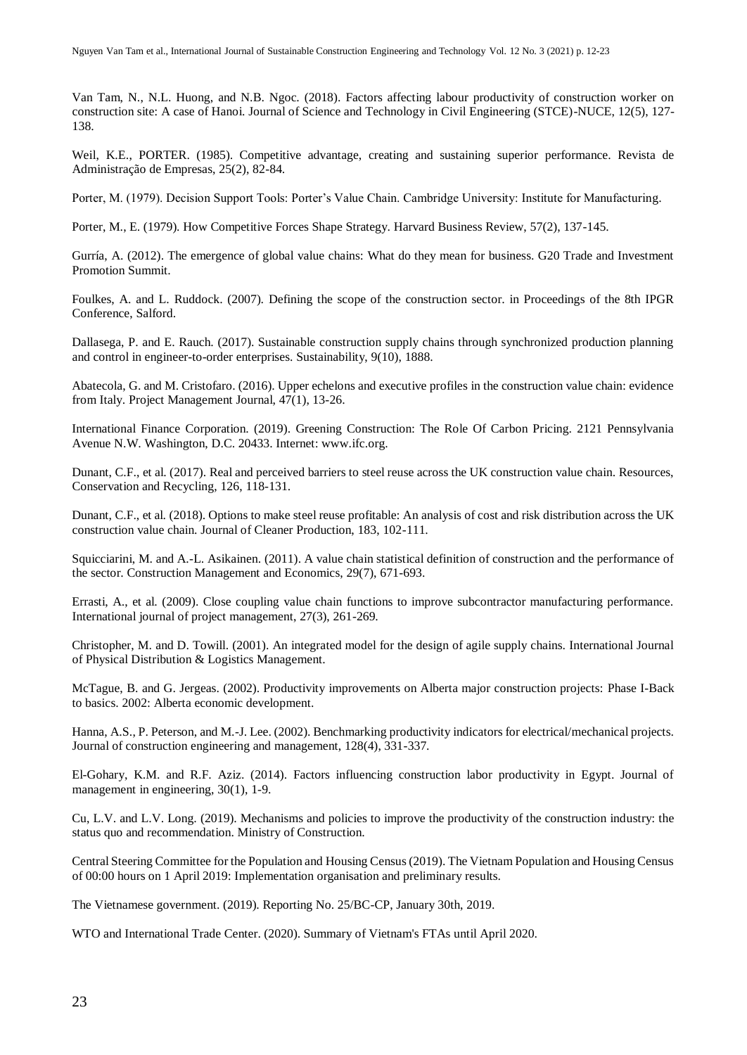Van Tam, N., N.L. Huong, and N.B. Ngoc. (2018). Factors affecting labour productivity of construction worker on construction site: A case of Hanoi. Journal of Science and Technology in Civil Engineering (STCE)-NUCE, 12(5), 127-138.

Weil, K.E., PORTER. (1985). Competitive advantage, creating and sustaining superior performance. Revista de Administração de Empresas, 25(2), 82-84.

Porter, M. (1979). Decision Support Tools: Porter's Value Chain. Cambridge University: Institute for Manufacturing.

Porter, M., E. (1979). How Competitive Forces Shape Strategy. Harvard Business Review, 57(2), 137-145.

Gurría, A. (2012). The emergence of global value chains: What do they mean for business. G20 Trade and Investment Promotion Summit.

Foulkes, A. and L. Ruddock. (2007). Defining the scope of the construction sector. in Proceedings of the 8th IPGR Conference, Salford.

Dallasega, P. and E. Rauch. (2017). Sustainable construction supply chains through synchronized production planning and control in engineer-to-order enterprises. Sustainability, 9(10), 1888.

Abatecola, G. and M. Cristofaro. (2016). Upper echelons and executive profiles in the construction value chain: evidence from Italy. Project Management Journal, 47(1), 13-26.

International Finance Corporation. (2019). Greening Construction: The Role Of Carbon Pricing. 2121 Pennsylvania Avenue N.W. Washington, D.C. 20433. Internet: www.ifc.org.

Dunant, C.F., et al. (2017). Real and perceived barriers to steel reuse across the UK construction value chain. Resources, Conservation and Recycling, 126, 118-131.

Dunant, C.F., et al. (2018). Options to make steel reuse profitable: An analysis of cost and risk distribution across the UK construction value chain. Journal of Cleaner Production, 183, 102-111.

Squicciarini, M. and A.-L. Asikainen. (2011). A value chain statistical definition of construction and the performance of the sector. Construction Management and Economics, 29(7), 671-693.

Errasti, A., et al. (2009). Close coupling value chain functions to improve subcontractor manufacturing performance. International journal of project management, 27(3), 261-269.

Christopher, M. and D. Towill. (2001). An integrated model for the design of agile supply chains. International Journal of Physical Distribution & Logistics Management.

McTague, B. and G. Jergeas. (2002). Productivity improvements on Alberta major construction projects: Phase I-Back to basics. 2002: Alberta economic development.

Hanna, A.S., P. Peterson, and M.-J. Lee. (2002). Benchmarking productivity indicators for electrical/mechanical projects. Journal of construction engineering and management, 128(4), 331-337.

El-Gohary, K.M. and R.F. Aziz. (2014). Factors influencing construction labor productivity in Egypt. Journal of management in engineering, 30(1), 1-9.

Cu, L.V. and L.V. Long. (2019). Mechanisms and policies to improve the productivity of the construction industry: the status quo and recommendation. Ministry of Construction.

Central Steering Committee for the Population and Housing Census (2019). The Vietnam Population and Housing Census of 00:00 hours on 1 April 2019: Implementation organisation and preliminary results.

The Vietnamese government. (2019). Reporting No. 25/BC-CP, January 30th, 2019.

WTO and International Trade Center. (2020). Summary of Vietnam's FTAs until April 2020.